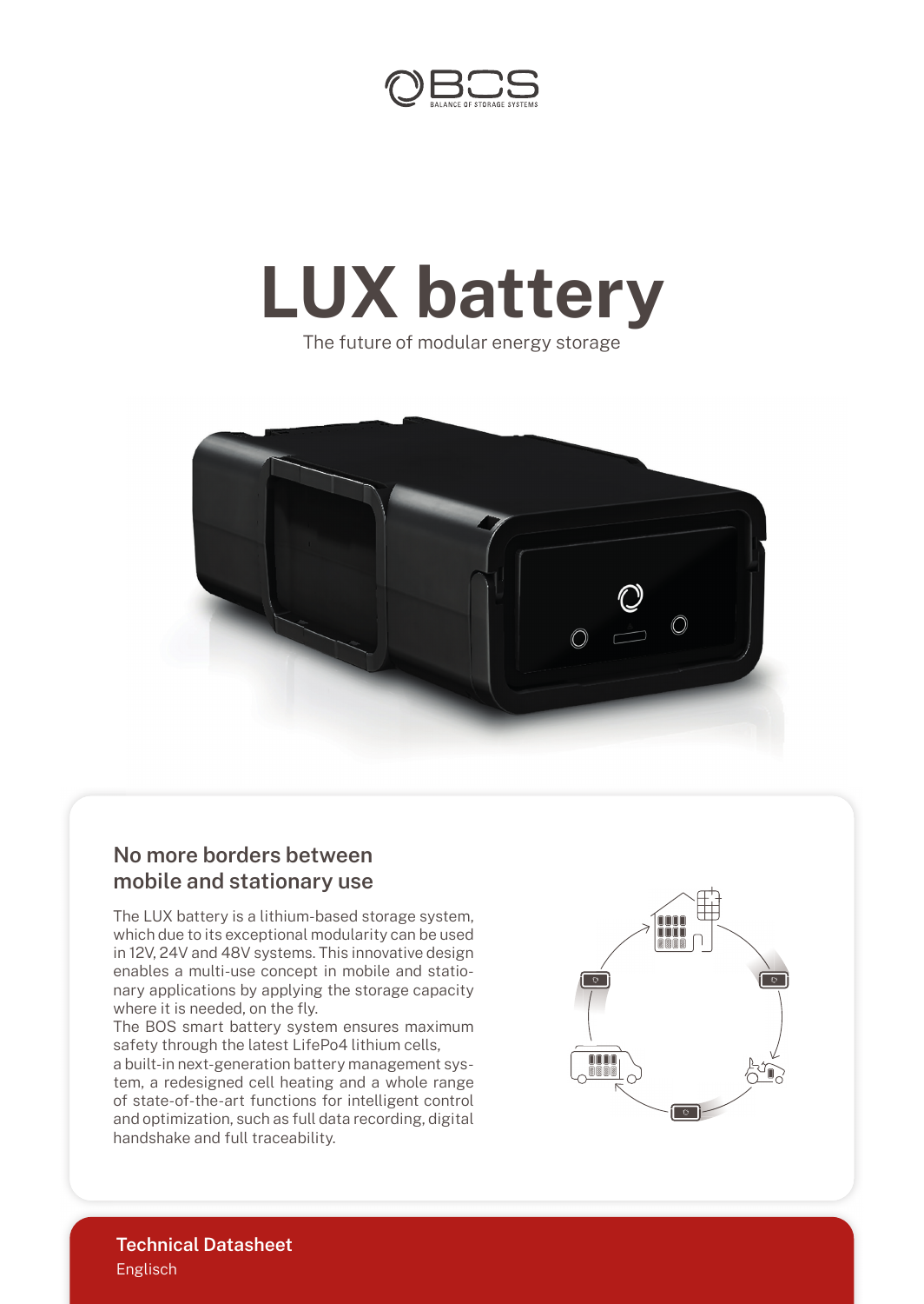# LUX battery

The future of modular energy storage

## No more borders between mobile and stationary use

The LUX battery is a lithium-based storage system, which due to its exceptional modularity can be used in 12V, 24V and 48V systems. This innovative design enables a multi-use concept in mobile and stationary applications by applying the storage capacity where it is needed, on the fly.
The BOS smart battery system ensures maximum safety through the latest LifePo4 lithium cells, a built-in next-generation battery management system, a redesigned cell heating and a whole range of state-of-the-art functions for intelligent control and optimization, such as full data recording, digital handshake and full traceability.

**Technical Datasheet**
Englisch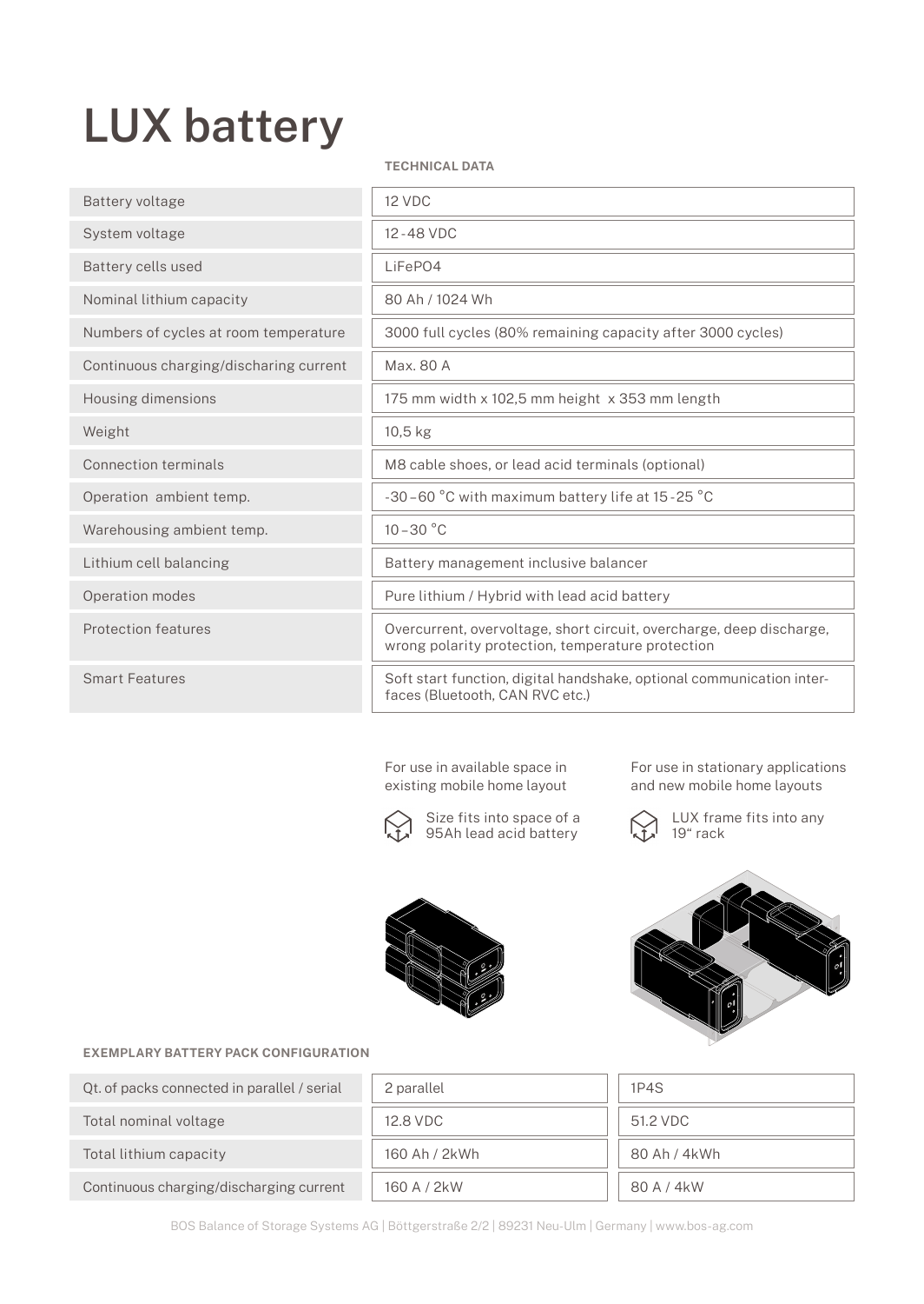# LUX battery

**TECHNICAL DATA**

| | |
|---|---|
| Battery voltage | 12 VDC |
| System voltage | 12 - 48 VDC |
| Battery cells used | LiFePO4 |
| Nominal lithium capacity | 80 Ah / 1024 Wh |
| Numbers of cycles at room temperature | 3000 full cycles (80% remaining capacity after 3000 cycles) |
| Continuous charging/discharing current | Max. 80 A |
| Housing dimensions | 175 mm width x 102,5 mm height x 353 mm length |
| Weight | 10,5 kg |
| Connection terminals | M8 cable shoes, or lead acid terminals (optional) |
| Operation ambient temp. | -30 – 60 °C with maximum battery life at 15 - 25 °C |
| Warehousing ambient temp. | 10 – 30 °C |
| Lithium cell balancing | Battery management inclusive balancer |
| Operation modes | Pure lithium / Hybrid with lead acid battery |
| Protection features | Overcurrent, overvoltage, short circuit, overcharge, deep discharge, wrong polarity protection, temperature protection |
| Smart Features | Soft start function, digital handshake, optional communication interfaces (Bluetooth, CAN RVC etc.) |

For use in available space in existing mobile home layout

Size fits into space of a 95Ah lead acid battery

For use in stationary applications and new mobile home layouts

LUX frame fits into any 19“ rack

**EXEMPLARY BATTERY PACK CONFIGURATION**

| | | |
|---|---|---|
| Qt. of packs connected in parallel / serial | 2 parallel | 1P4S |
| Total nominal voltage | 12.8 VDC | 51.2 VDC |
| Total lithium capacity | 160 Ah / 2kWh | 80 Ah / 4kWh |
| Continuous charging/discharging current | 160 A / 2kW | 80 A / 4kW |

BOS Balance of Storage Systems AG | Böttgerstraße 2/2 | 89231 Neu-Ulm | Germany | www.bos-ag.com